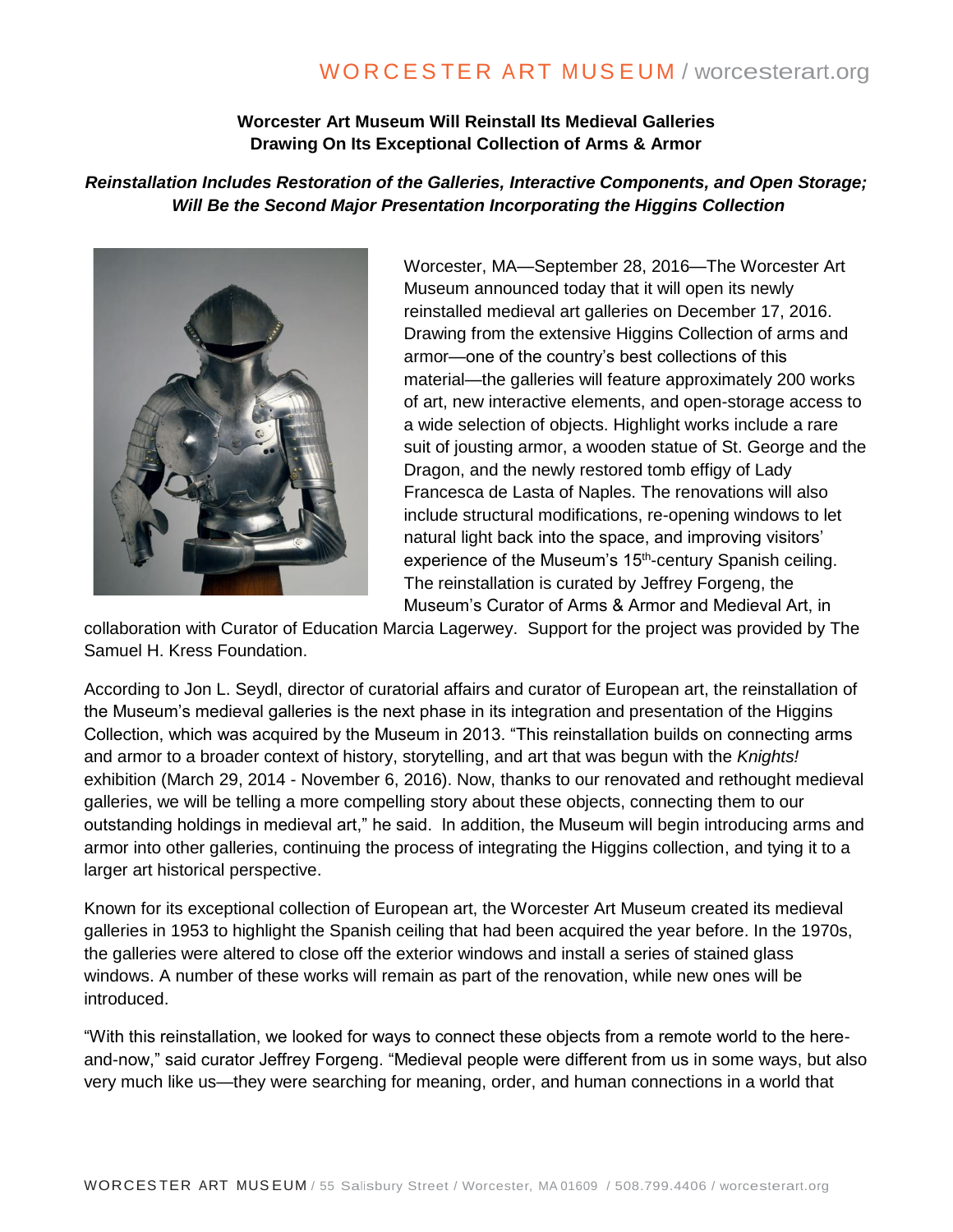# Worcester Art Museum Will Reinstall Its Medieval Galleries Drawing On Its Exceptional Collection of Arms & Armor

***Reinstallation Includes Restoration of the Galleries, Interactive Components, and Open Storage; Will Be the Second Major Presentation Incorporating the Higgins Collection***

Worcester, MA—September 28, 2016—The Worcester Art Museum announced today that it will open its newly reinstalled medieval art galleries on December 17, 2016. Drawing from the extensive Higgins Collection of arms and armor—one of the country's best collections of this material—the galleries will feature approximately 200 works of art, new interactive elements, and open-storage access to a wide selection of objects. Highlight works include a rare suit of jousting armor, a wooden statue of St. George and the Dragon, and the newly restored tomb effigy of Lady Francesca de Lasta of Naples. The renovations will also include structural modifications, re-opening windows to let natural light back into the space, and improving visitors' experience of the Museum's 15th-century Spanish ceiling. The reinstallation is curated by Jeffrey Forgeng, the Museum's Curator of Arms & Armor and Medieval Art, in collaboration with Curator of Education Marcia Lagerwey. Support for the project was provided by The Samuel H. Kress Foundation.

According to Jon L. Seydl, director of curatorial affairs and curator of European art, the reinstallation of the Museum's medieval galleries is the next phase in its integration and presentation of the Higgins Collection, which was acquired by the Museum in 2013. "This reinstallation builds on connecting arms and armor to a broader context of history, storytelling, and art that was begun with the *Knights!* exhibition (March 29, 2014 - November 6, 2016). Now, thanks to our renovated and rethought medieval galleries, we will be telling a more compelling story about these objects, connecting them to our outstanding holdings in medieval art," he said. In addition, the Museum will begin introducing arms and armor into other galleries, continuing the process of integrating the Higgins collection, and tying it to a larger art historical perspective.

Known for its exceptional collection of European art, the Worcester Art Museum created its medieval galleries in 1953 to highlight the Spanish ceiling that had been acquired the year before. In the 1970s, the galleries were altered to close off the exterior windows and install a series of stained glass windows. A number of these works will remain as part of the renovation, while new ones will be introduced.

"With this reinstallation, we looked for ways to connect these objects from a remote world to the here-and-now," said curator Jeffrey Forgeng. "Medieval people were different from us in some ways, but also very much like us—they were searching for meaning, order, and human connections in a world that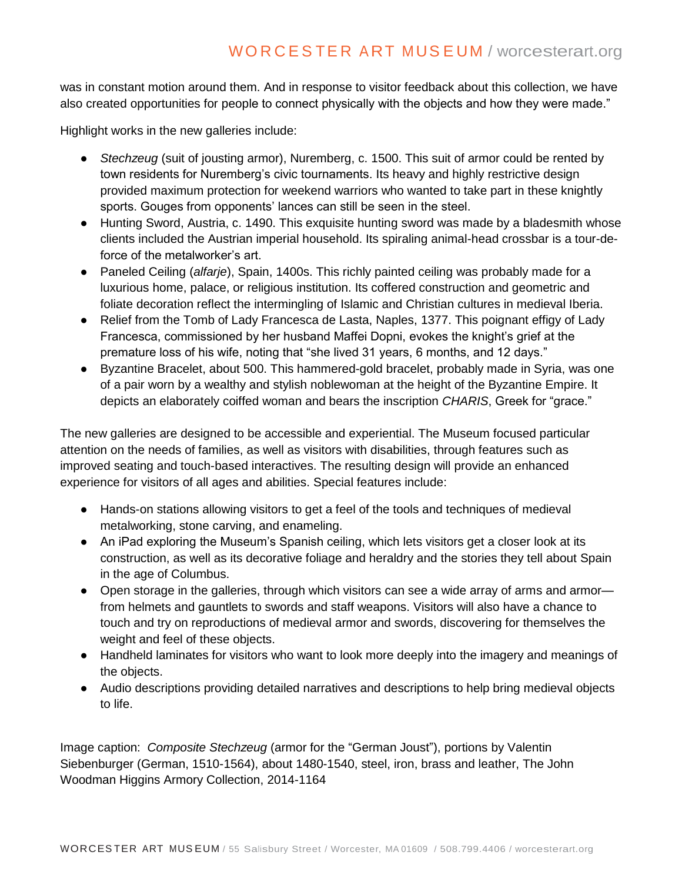was in constant motion around them. And in response to visitor feedback about this collection, we have also created opportunities for people to connect physically with the objects and how they were made."

Highlight works in the new galleries include:

- *Stechzeug* (suit of jousting armor), Nuremberg, c. 1500. This suit of armor could be rented by town residents for Nuremberg's civic tournaments. Its heavy and highly restrictive design provided maximum protection for weekend warriors who wanted to take part in these knightly sports. Gouges from opponents' lances can still be seen in the steel.
- Hunting Sword, Austria, c. 1490. This exquisite hunting sword was made by a bladesmith whose clients included the Austrian imperial household. Its spiraling animal-head crossbar is a tour-de-force of the metalworker's art.
- Paneled Ceiling (*alfarje*), Spain, 1400s. This richly painted ceiling was probably made for a luxurious home, palace, or religious institution. Its coffered construction and geometric and foliate decoration reflect the intermingling of Islamic and Christian cultures in medieval Iberia.
- Relief from the Tomb of Lady Francesca de Lasta, Naples, 1377. This poignant effigy of Lady Francesca, commissioned by her husband Maffei Dopni, evokes the knight's grief at the premature loss of his wife, noting that "she lived 31 years, 6 months, and 12 days."
- Byzantine Bracelet, about 500. This hammered-gold bracelet, probably made in Syria, was one of a pair worn by a wealthy and stylish noblewoman at the height of the Byzantine Empire. It depicts an elaborately coiffed woman and bears the inscription *CHARIS*, Greek for "grace."

The new galleries are designed to be accessible and experiential. The Museum focused particular attention on the needs of families, as well as visitors with disabilities, through features such as improved seating and touch-based interactives. The resulting design will provide an enhanced experience for visitors of all ages and abilities. Special features include:

- Hands-on stations allowing visitors to get a feel of the tools and techniques of medieval metalworking, stone carving, and enameling.
- An iPad exploring the Museum's Spanish ceiling, which lets visitors get a closer look at its construction, as well as its decorative foliage and heraldry and the stories they tell about Spain in the age of Columbus.
- Open storage in the galleries, through which visitors can see a wide array of arms and armor—from helmets and gauntlets to swords and staff weapons. Visitors will also have a chance to touch and try on reproductions of medieval armor and swords, discovering for themselves the weight and feel of these objects.
- Handheld laminates for visitors who want to look more deeply into the imagery and meanings of the objects.
- Audio descriptions providing detailed narratives and descriptions to help bring medieval objects to life.

Image caption: *Composite Stechzeug* (armor for the "German Joust"), portions by Valentin Siebenburger (German, 1510-1564), about 1480-1540, steel, iron, brass and leather, The John Woodman Higgins Armory Collection, 2014-1164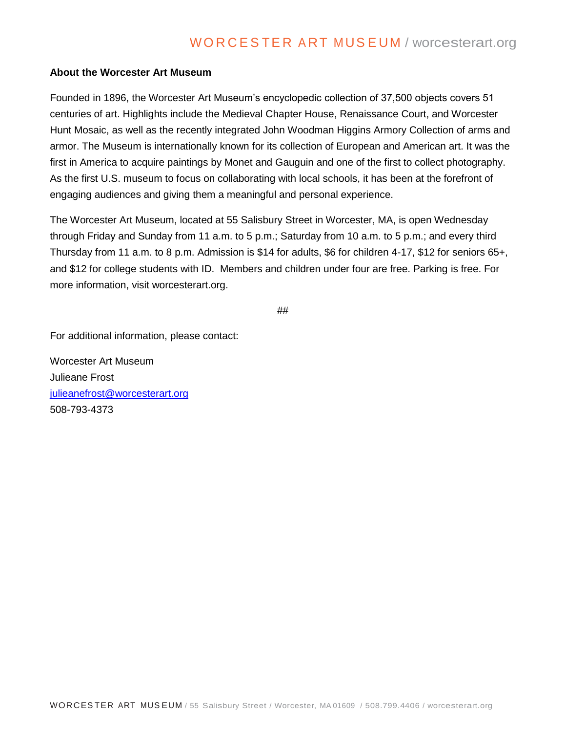**About the Worcester Art Museum**

Founded in 1896, the Worcester Art Museum's encyclopedic collection of 37,500 objects covers 51 centuries of art. Highlights include the Medieval Chapter House, Renaissance Court, and Worcester Hunt Mosaic, as well as the recently integrated John Woodman Higgins Armory Collection of arms and armor. The Museum is internationally known for its collection of European and American art. It was the first in America to acquire paintings by Monet and Gauguin and one of the first to collect photography. As the first U.S. museum to focus on collaborating with local schools, it has been at the forefront of engaging audiences and giving them a meaningful and personal experience.

The Worcester Art Museum, located at 55 Salisbury Street in Worcester, MA, is open Wednesday through Friday and Sunday from 11 a.m. to 5 p.m.; Saturday from 10 a.m. to 5 p.m.; and every third Thursday from 11 a.m. to 8 p.m. Admission is $14 for adults, $6 for children 4-17, $12 for seniors 65+, and $12 for college students with ID. Members and children under four are free. Parking is free. For more information, visit worcesterart.org.

##

For additional information, please contact:

Worcester Art Museum
Julieane Frost
[julieanefrost@worcesterart.org](mailto:julieanefrost@worcesterart.org)
508-793-4373